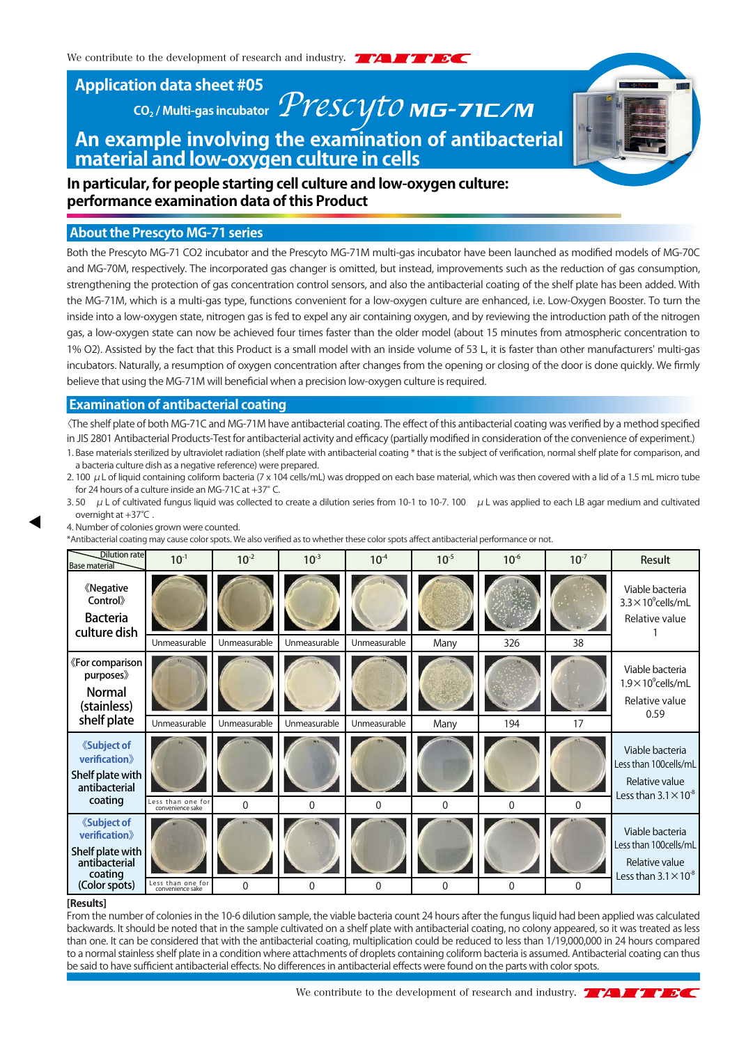# Application data sheet #05

$CO_2$ / Multi-gas incubator *Prescyto* MG-71C/M

## An example involving the examination of antibacterial material and low-oxygen culture in cells

**In particular, for people starting cell culture and low-oxygen culture: performance examination data of this Product**

## About the Prescyto MG-71 series

Both the Prescyto MG-71 CO2 incubator and the Prescyto MG-71M multi-gas incubator have been launched as modified models of MG-70C and MG-70M, respectively. The incorporated gas changer is omitted, but instead, improvements such as the reduction of gas consumption, strengthening the protection of gas concentration control sensors, and also the antibacterial coating of the shelf plate has been added. With the MG-71M, which is a multi-gas type, functions convenient for a low-oxygen culture are enhanced, i.e. Low-Oxygen Booster. To turn the inside into a low-oxygen state, nitrogen gas is fed to expel any air containing oxygen, and by reviewing the introduction path of the nitrogen gas, a low-oxygen state can now be achieved four times faster than the older model (about 15 minutes from atmospheric concentration to 1% O2). Assisted by the fact that this Product is a small model with an inside volume of 53 L, it is faster than other manufacturers' multi-gas incubators. Naturally, a resumption of oxygen concentration after changes from the opening or closing of the door is done quickly. We firmly believe that using the MG-71M will beneficial when a precision low-oxygen culture is required.

## Examination of antibacterial coating

〈The shelf plate of both MG-71C and MG-71M have antibacterial coating. The effect of this antibacterial coating was verified by a method specified in JIS 2801 Antibacterial Products-Test for antibacterial activity and efficacy (partially modified in consideration of the convenience of experiment.)

1. Base materials sterilized by ultraviolet radiation (shelf plate with antibacterial coating * that is the subject of verification, normal shelf plate for comparison, and a bacteria culture dish as a negative reference) were prepared.
2. 100 μL of liquid containing coliform bacteria (7 x 104 cells/mL) was dropped on each base material, which was then covered with a lid of a 1.5 mL micro tube for 24 hours of a culture inside an MG-71C at +37° C.
3. 50 μL of cultivated fungus liquid was collected to create a dilution series from 10-1 to 10-7. 100 μL was applied to each LB agar medium and cultivated overnight at +37℃ .
4. Number of colonies grown were counted.

*Antibacterial coating may cause color spots. We also verified as to whether these color spots affect antibacterial performance or not.

| Base material \ Dilution rate | $10^{-1}$ | $10^{-2}$ | $10^{-3}$ | $10^{-4}$ | $10^{-5}$ | $10^{-6}$ | $10^{-7}$ | Result |
|---|---|---|---|---|---|---|---|---|
| 《Negative Control》 Bacteria culture dish | Unmeasurable | Unmeasurable | Unmeasurable | Unmeasurable | Many | 326 | 38 | Viable bacteria $3.3\times10^{9}$cells/mL Relative value 1 |
| 《For comparison purposes》 Normal (stainless) shelf plate | Unmeasurable | Unmeasurable | Unmeasurable | Unmeasurable | Many | 194 | 17 | Viable bacteria $1.9\times10^{9}$cells/mL Relative value 0.59 |
| 《Subject of verification》 Shelf plate with antibacterial coating | Less than one for convenience sake | 0 | 0 | 0 | 0 | 0 | 0 | Viable bacteria Less than 100cells/mL Relative value Less than $3.1\times10^{-8}$ |
| 《Subject of verification》 Shelf plate with antibacterial coating (Color spots) | Less than one for convenience sake | 0 | 0 | 0 | 0 | 0 | 0 | Viable bacteria Less than 100cells/mL Relative value Less than $3.1\times10^{-8}$ |

**[Results]**

From the number of colonies in the 10-6 dilution sample, the viable bacteria count 24 hours after the fungus liquid had been applied was calculated backwards. It should be noted that in the sample cultivated on a shelf plate with antibacterial coating, no colony appeared, so it was treated as less than one. It can be considered that with the antibacterial coating, multiplication could be reduced to less than 1/19,000,000 in 24 hours compared to a normal stainless shelf plate in a condition where attachments of droplets containing coliform bacteria is assumed. Antibacterial coating can thus be said to have sufficient antibacterial effects. No differences in antibacterial effects were found on the parts with color spots.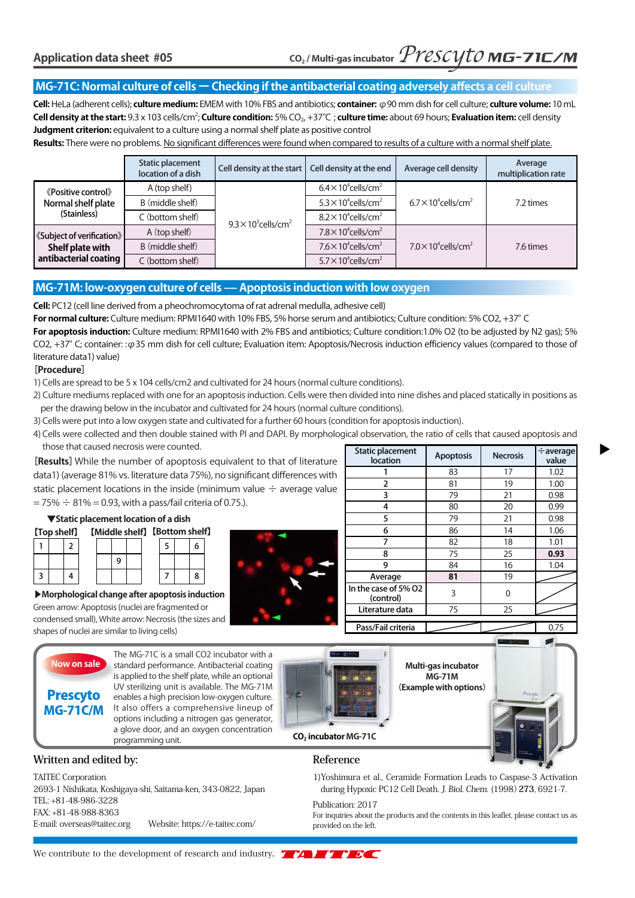Application data sheet #05

## MG-71C: Normal culture of cells — Checking if the antibacterial coating adversely affects a cell culture

**Cell:** HeLa (adherent cells); **culture medium:** EMEM with 10% FBS and antibiotics; **container:** φ90 mm dish for cell culture; **culture volume:** 10 mL
**Cell density at the start:** 9.3 x 103 cells/cm$^2$; **Culture condition:** 5% $CO_2$, +37℃ ; **culture time:** about 69 hours; **Evaluation item:** cell density
**Judgment criterion:** equivalent to a culture using a normal shelf plate as positive control
**Results:** There were no problems. No significant differences were found when compared to results of a culture with a normal shelf plate.

| | Static placement location of a dish | Cell density at the start | Cell density at the end | Average cell density | Average multiplication rate |
|---|---|---|---|---|---|
| 《Positive control》 Normal shelf plate (Stainless) | A (top shelf) | $9.3\times10^3$cells/cm$^2$ | $6.4\times10^4$cells/cm$^2$ | $6.7\times10^4$cells/cm$^2$ | 7.2 times |
| | B (middle shelf) | | $5.3\times10^4$cells/cm$^2$ | | |
| | C (bottom shelf) | | $8.2\times10^4$cells/cm$^2$ | | |
| 《Subject of verification》 Shelf plate with antibacterial coating | A (top shelf) | | $7.8\times10^4$cells/cm$^2$ | $7.0\times10^4$cells/cm$^2$ | 7.6 times |
| | B (middle shelf) | | $7.6\times10^4$cells/cm$^2$ | | |
| | C (bottom shelf) | | $5.7\times10^4$cells/cm$^2$ | | |

## MG-71M: low-oxygen culture of cells — Apoptosis induction with low oxygen

**Cell:** PC12 (cell line derived from a pheochromocytoma of rat adrenal medulla, adhesive cell)
**For normal culture:** Culture medium: RPMI1640 with 10% FBS, 5% horse serum and antibiotics; Culture condition: 5% CO2, +37° C
**For apoptosis induction:** Culture medium: RPMI1640 with 2% FBS and antibiotics; Culture condition:1.0% O2 (to be adjusted by N2 gas); 5% CO2, +37° C; container: :φ35 mm dish for cell culture; Evaluation item: Apoptosis/Necrosis induction efficiency values (compared to those of literature data1) value)

[Procedure]

1) Cells are spread to be 5 x 104 cells/cm2 and cultivated for 24 hours (normal culture conditions).
2) Culture mediums replaced with one for an apoptosis induction. Cells were then divided into nine dishes and placed statically in positions as per the drawing below in the incubator and cultivated for 24 hours (normal culture conditions).
3) Cells were put into a low oxygen state and cultivated for a further 60 hours (condition for apoptosis induction).
4) Cells were collected and then double stained with PI and DAPI. By morphological observation, the ratio of cells that caused apoptosis and those that caused necrosis were counted.

[Results] While the number of apoptosis equivalent to that of literature data1) (average 81% vs. literature data 75%), no significant differences with static placement locations in the inside (minimum value ÷ average value = 75% ÷ 81% = 0.93, with a pass/fail criteria of 0.75.).

| Static placement location | Apoptosis | Necrosis | ÷average value |
|---|---|---|---|
| 1 | 83 | 17 | 1.02 |
| 2 | 81 | 19 | 1.00 |
| 3 | 79 | 21 | 0.98 |
| 4 | 80 | 20 | 0.99 |
| 5 | 79 | 21 | 0.98 |
| 6 | 86 | 14 | 1.06 |
| 7 | 82 | 18 | 1.01 |
| 8 | 75 | 25 | **0.93** |
| 9 | 84 | 16 | 1.04 |
| Average | **81** | 19 | |
| In the case of 5% O2 (control) | 3 | 0 | |
| Literature data | 75 | 25 | |
| Pass/Fail criteria | | | 0.75 |

▼Static placement location of a dish

[Top shelf]

| | | |
|---|---|---|
| 1 | | 2 |
| | | |
| 3 | | 4 |

[Middle shelf]

| | | |
|---|---|---|
| | | |
| | 9 | |
| | | |

[Bottom shelf]

| | | |
|---|---|---|
| 5 | | 6 |
| | | |
| 7 | | 8 |

▶Morphological change after apoptosis induction
Green arrow: Apoptosis (nuclei are fragmented or condensed small), White arrow: Necrosis (the sizes and shapes of nuclei are similar to living cells)

Now on sale

**Prescyto MG-71C/M**

The MG-71C is a small CO2 incubator with a standard performance. Antibacterial coating is applied to the shelf plate, while an optional UV sterilizing unit is available. The MG-71M enables a high precision low-oxygen culture. It also offers a comprehensive lineup of options including a nitrogen gas generator, a glove door, and an oxygen concentration programming unit.

$CO_2$ incubator MG-71C

Multi-gas incubator MG-71M (Example with options)

### Written and edited by:

TAITEC Corporation
2693-1 Nishikata, Koshigaya-shi, Saitama-ken, 343-0822, Japan
TEL: +81-48-986-3228
FAX: +81-48-988-8363
E-mail: overseas@taitec.org Website: https://e-taitec.com/

### Reference

1)Yoshimura et al., Ceramide Formation Leads to Caspase-3 Activation during Hypoxic PC12 Cell Death. *J. Biol. Chem.* (1998) **273**, 6921-7.

Publication: 2017
For inquiries about the products and the contents in this leaflet, please contact us as provided on the left.

We contribute to the development of research and industry. TAITEC